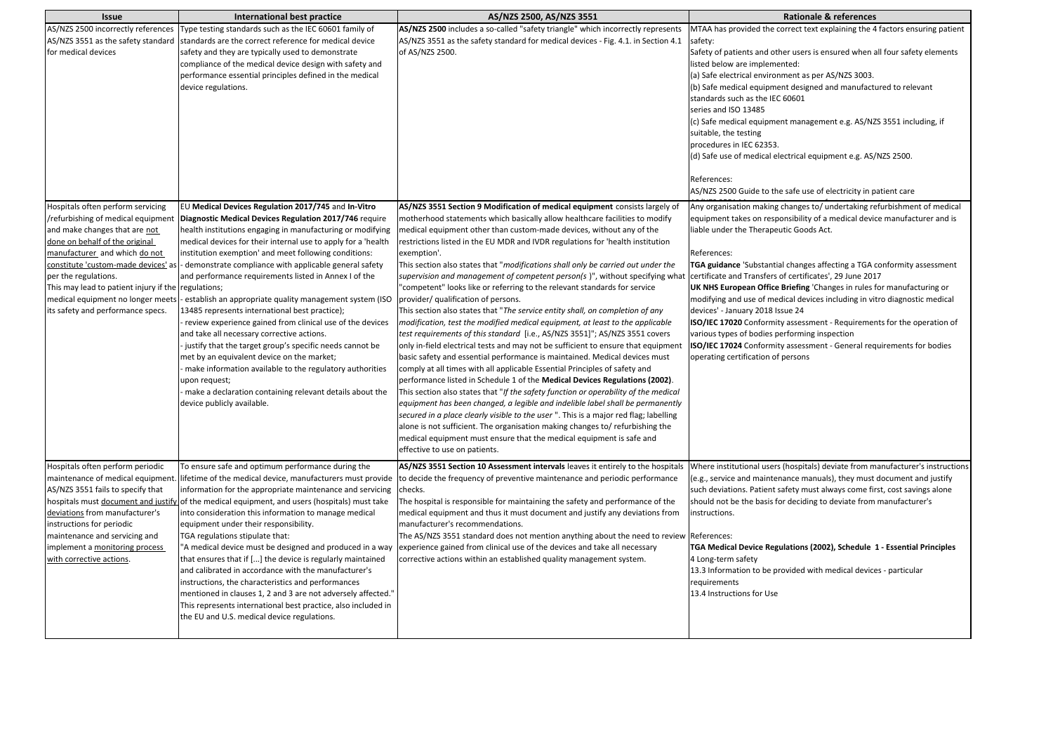| Issue | International best practice | AS/NZS 2500, AS/NZS 3551 | Rationale & references |
|---|---|---|---|
| AS/NZS 2500 incorrectly references AS/NZS 3551 as the safety standard for medical devices | Type testing standards such as the IEC 60601 family of standards are the correct reference for medical device safety and they are typically used to demonstrate compliance of the medical device design with safety and performance essential principles defined in the medical device regulations. | **AS/NZS 2500** includes a so-called "safety triangle" which incorrectly represents AS/NZS 3551 as the safety standard for medical devices - Fig. 4.1. in Section 4.1 of AS/NZS 2500. | MTAA has provided the correct text explaining the 4 factors ensuring patient safety:<br>Safety of patients and other users is ensured when all four safety elements listed below are implemented:<br>(a) Safe electrical environment as per AS/NZS 3003.<br>(b) Safe medical equipment designed and manufactured to relevant standards such as the IEC 60601 series and ISO 13485<br>(c) Safe medical equipment management e.g. AS/NZS 3551 including, if suitable, the testing procedures in IEC 62353.<br>(d) Safe use of medical electrical equipment e.g. AS/NZS 2500.<br><br>References:<br>AS/NZS 2500 Guide to the safe use of electricity in patient care |
| Hospitals often perform servicing /refurbishing of medical equipment and make changes that are <u>not done on behalf of the original manufacturer</u> and which <u>do not constitute 'custom-made devices'</u> as per the regulations.<br>This may lead to patient injury if the medical equipment no longer meets its safety and performance specs. | EU **Medical Devices Regulation 2017/745** and **In-Vitro Diagnostic Medical Devices Regulation 2017/746** require health institutions engaging in manufacturing or modifying medical devices for their internal use to apply for a 'health institution exemption' and meet following conditions:<br>- demonstrate compliance with applicable general safety and performance requirements listed in Annex I of the regulations;<br>- establish an appropriate quality management system (ISO 13485 represents international best practice);<br>- review experience gained from clinical use of the devices and take all necessary corrective actions.<br>- justify that the target group's specific needs cannot be met by an equivalent device on the market;<br>- make information available to the regulatory authorities upon request;<br>- make a declaration containing relevant details about the device publicly available. | **AS/NZS 3551 Section 9 Modification of medical equipment** consists largely of motherhood statements which basically allow healthcare facilities to modify medical equipment other than custom-made devices, without any of the restrictions listed in the EU MDR and IVDR regulations for 'health institution exemption'.<br>This section also states that "*modifications shall only be carried out under the supervision and management of competent person(s* )", without specifying what "competent" looks like or referring to the relevant standards for service provider/ qualification of persons.<br>This section also states that "*The service entity shall, on completion of any modification, test the modified medical equipment, at least to the applicable test requirements of this standard* [i.e., AS/NZS 3551]"; AS/NZS 3551 covers only in-field electrical tests and may not be sufficient to ensure that equipment basic safety and essential performance is maintained. Medical devices must comply at all times with all applicable Essential Principles of safety and performance listed in Schedule 1 of the **Medical Devices Regulations (2002)**.<br>This section also states that "*If the safety function or operability of the medical equipment has been changed, a legible and indelible label shall be permanently secured in a place clearly visible to the user* ". This is a major red flag; labelling alone is not sufficient. The organisation making changes to/ refurbishing the medical equipment must ensure that the medical equipment is safe and effective to use on patients. | Any organisation making changes to/ undertaking refurbishment of medical equipment takes on responsibility of a medical device manufacturer and is liable under the Therapeutic Goods Act.<br><br>References:<br>**TGA guidance** 'Substantial changes affecting a TGA conformity assessment certificate and Transfers of certificates', 29 June 2017<br>**UK NHS European Office Briefing** 'Changes in rules for manufacturing or modifying and use of medical devices including in vitro diagnostic medical devices' - January 2018 Issue 24<br>**ISO/IEC 17020** Conformity assessment - Requirements for the operation of various types of bodies performing inspection<br>**ISO/IEC 17024** Conformity assessment - General requirements for bodies operating certification of persons |
| Hospitals often perform periodic maintenance of medical equipment. AS/NZS 3551 fails to specify that hospitals must <u>document and justify deviations</u> from manufacturer's instructions for periodic maintenance and servicing and implement a <u>monitoring process with corrective actions</u>. | To ensure safe and optimum performance during the lifetime of the medical device, manufacturers must provide information for the appropriate maintenance and servicing of the medical equipment, and users (hospitals) must take into consideration this information to manage medical equipment under their responsibility.<br>TGA regulations stipulate that:<br>"A medical device must be designed and produced in a way that ensures that if [...] the device is regularly maintained and calibrated in accordance with the manufacturer's instructions, the characteristics and performances mentioned in clauses 1, 2 and 3 are not adversely affected."<br>This represents international best practice, also included in the EU and U.S. medical device regulations. | **AS/NZS 3551 Section 10 Assessment intervals** leaves it entirely to the hospitals to decide the frequency of preventive maintenance and periodic performance checks.<br>The hospital is responsible for maintaining the safety and performance of the medical equipment and thus it must document and justify any deviations from manufacturer's recommendations.<br>The AS/NZS 3551 standard does not mention anything about the need to review experience gained from clinical use of the devices and take all necessary corrective actions within an established quality management system. | Where institutional users (hospitals) deviate from manufacturer's instructions (e.g., service and maintenance manuals), they must document and justify such deviations. Patient safety must always come first, cost savings alone should not be the basis for deciding to deviate from manufacturer's instructions.<br><br>References:<br>**TGA Medical Device Regulations (2002), Schedule 1 - Essential Principles**<br>4 Long-term safety<br>13.3 Information to be provided with medical devices - particular requirements<br>13.4 Instructions for Use |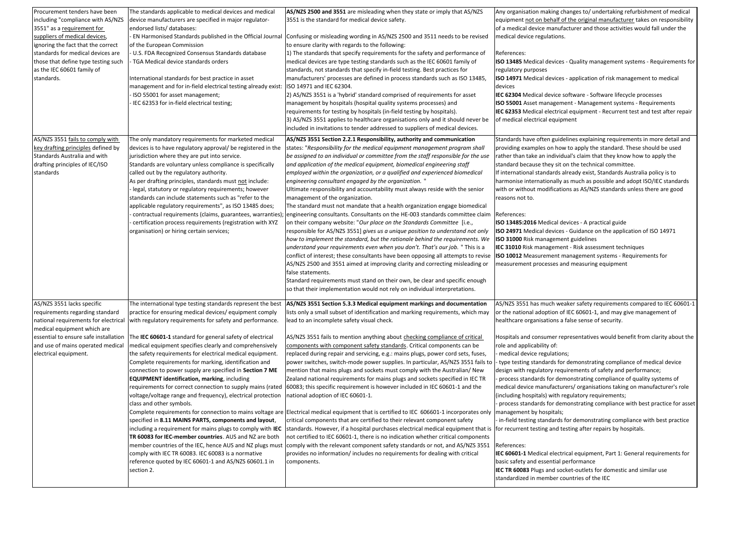| | | | |
|---|---|---|---|
| Procurement tenders have been including "compliance with AS/NZS 3551" as a <u>requirement for suppliers of medical devices</u>, ignoring the fact that the correct standards for medical devices are those that define type testing such as the IEC 60601 family of standards. | The standards applicable to medical devices and medical device manufacturers are specified in major regulator-endorsed lists/ databases:<br>- EN Harmonised Standards published in the Official Journal of the European Commission<br>- U.S. FDA Recognized Consensus Standards database<br>- TGA Medical device standards orders<br><br>International standards for best practice in asset management and for in-field electrical testing already exist:<br>- ISO 55001 for asset management;<br>- IEC 62353 for in-field electrical testing; | **AS/NZS 2500 and 3551** are misleading when they state or imply that AS/NZS 3551 is the standard for medical device safety.<br><br>Confusing or misleading wording in AS/NZS 2500 and 3511 needs to be revised to ensure clarity with regards to the following:<br>1) The standards that specify requirements for the safety and performance of medical devices are type testing standards such as the IEC 60601 family of standards, not standards that specify in-field testing. Best practices for manufacturers' processes are defined in process standards such as ISO 13485, ISO 14971 and IEC 62304.<br>2) AS/NZS 3551 is a 'hybrid' standard comprised of requirements for asset management by hospitals (hospital quality systems processes) and requirements for testing by hospitals (in-field testing by hospitals).<br>3) AS/NZS 3551 applies to healthcare organisations only and it should never be included in invitations to tender addressed to suppliers of medical devices. | Any organisation making changes to/ undertaking refurbishment of medical equipment <u>not on behalf of the original manufacturer</u> takes on responsibility of a medical device manufacturer and those activities would fall under the medical device regulations.<br><br>References:<br>**ISO 13485** Medical devices - Quality management systems - Requirements for regulatory purposes<br>**ISO 14971** Medical devices - application of risk management to medical devices<br>**IEC 62304** Medical device software - Software lifecycle processes<br>**ISO 55001** Asset management - Management systems - Requirements<br>**IEC 62353** Medical electrical equipment - Recurrent test and test after repair of medical electrical equipment |
| AS/NZS 3551 <u>fails to comply with key drafting principles</u> defined by Standards Australia and with drafting principles of IEC/ISO standards | The only mandatory requirements for marketed medical devices is to have regulatory approval/ be registered in the jurisdiction where they are put into service.<br>Standards are voluntary unless compliance is specifically called out by the regulatory authority.<br>As per drafting principles, standards must <u>not</u> include:<br>- legal, statutory or regulatory requirements; however standards can include statements such as "refer to the applicable regulatory requirements", as ISO 13485 does;<br>- contractual requirements (claims, guarantees, warranties);<br>- certification process requirements (registration with XYZ organisation) or hiring certain services; | **AS/NZS 3551 Section 2.2.1 Responsibility, authority and communication** states: "*Responsibility for the medical equipment management program shall be assigned to an individual or committee from the staff responsible for the use and application of the medical equipment, biomedical engineering staff employed within the organization, or a qualified and experienced biomedical engineering consultant engaged by the organization.* "<br>Ultimate responsibility and accountability must always reside with the senior management of the organization.<br>The standard must not mandate that a health organization engage biomedical engineering consultants. Consultants on the HE-003 standards committee claim on their company website: "*Our place on the Standards Committee* [i.e., responsible for AS/NZS 3551] *gives us a unique position to understand not only how to implement the standard, but the rationale behind the requirements. We understand your requirements even when you don't. That's our job.* " This is a conflict of interest; these consultants have been opposing all attempts to revise AS/NZS 2500 and 3551 aimed at improving clarity and correcting misleading or false statements.<br>Standard requirements must stand on their own, be clear and specific enough so that their implementation would not rely on individual interpretations. | Standards have often guidelines explaining requirements in more detail and providing examples on how to apply the standard. These should be used rather than take an individual's claim that they know how to apply the standard because they sit on the technical committee.<br>If international standards already exist, Standards Australia policy is to harmonise internationally as much as possible and adopt ISO/IEC standards with or without modifications as AS/NZS standards unless there are good reasons not to.<br><br>References:<br>**ISO 13485:2016** Medical devices - A practical guide<br>**ISO 24971** Medical devices - Guidance on the application of ISO 14971<br>**ISO 31000** Risk management guidelines<br>**IEC 31010** Risk management - Risk assessment techniques<br>**ISO 10012** Measurement management systems - Requirements for measurement processes and measuring equipment |
| AS/NZS 3551 lacks specific requirements regarding standard national requirements for electrical medical equipment which are essential to ensure safe installation and use of mains operated medical electrical equipment. | The international type testing standards represent the best practice for ensuring medical devices/ equipment comply with regulatory requirements for safety and performance.<br><br>The **IEC 60601-1** standard for general safety of electrical medical equipment specifies clearly and comprehensively the safety requirements for electrical medical equipment. Complete requirements for marking, identification and connection to power supply are specified in **Section 7 ME EQUIPMENT identification, marking**, including requirements for correct connection to supply mains (rated voltage/voltage range and frequency), electrical protection class and other symbols.<br>Complete requirements for connection to mains voltage are specified in **8.11 MAINS PARTS, components and layout**, including a requirement for mains plugs to comply with **IEC TR 60083 for IEC-member countries**. AUS and NZ are both member countries of the IEC, hence AUS and NZ plugs must comply with IEC TR 60083. IEC 60083 is a normative reference quoted by IEC 60601-1 and AS/NZS 60601.1 in section 2. | **AS/NZS 3551 Section 5.3.3 Medical equipment markings and documentation** lists only a small subset of identification and marking requirements, which may lead to an incomplete safety visual check.<br><br>AS/NZS 3551 fails to mention anything about <u>checking compliance of critical components with component safety standards</u>. Critical components can be replaced during repair and servicing, e.g.: mains plugs, power cord sets, fuses, power switches, switch-mode power supplies. In particular, AS/NZS 3551 fails to mention that mains plugs and sockets must comply with the Australian/ New Zealand national requirements for mains plugs and sockets specified in IEC TR 60083; this specific requirement is however included in IEC 60601-1 and the national adoption of IEC 60601-1.<br><br>Electrical medical equipment that is certified to IEC 606601-1 incorporates only critical components that are certified to their relevant component safety standards. However, if a hospital purchases electrical medical equipment that is not certified to IEC 60601-1, there is no indication whether critical components comply with the relevant component safety standards or not, and AS/NZS 3551 provides no information/ includes no requirements for dealing with critical components. | AS/NZS 3551 has much weaker safety requirements compared to IEC 60601-1 or the national adoption of IEC 60601-1, and may give management of healthcare organisations a false sense of security.<br><br>Hospitals and consumer representatives would benefit from clarity about the role and applicability of:<br>- medical device regulations;<br>- type testing standards for demonstrating compliance of medical device design with regulatory requirements of safety and performance;<br>- process standards for demonstrating compliance of quality systems of medical device manufacturers/ organisations taking on manufacturer's role (including hospitals) with regulatory requirements;<br>- process standards for demonstrating compliance with best practice for asset management by hospitals;<br>- in-field testing standards for demonstrating compliance with best practice for recurrent testing and testing after repairs by hospitals.<br><br>References:<br>**IEC 60601-1** Medical electrical equipment, Part 1: General requirements for basic safety and essential performance<br>**IEC TR 60083** Plugs and socket-outlets for domestic and similar use standardized in member countries of the IEC |